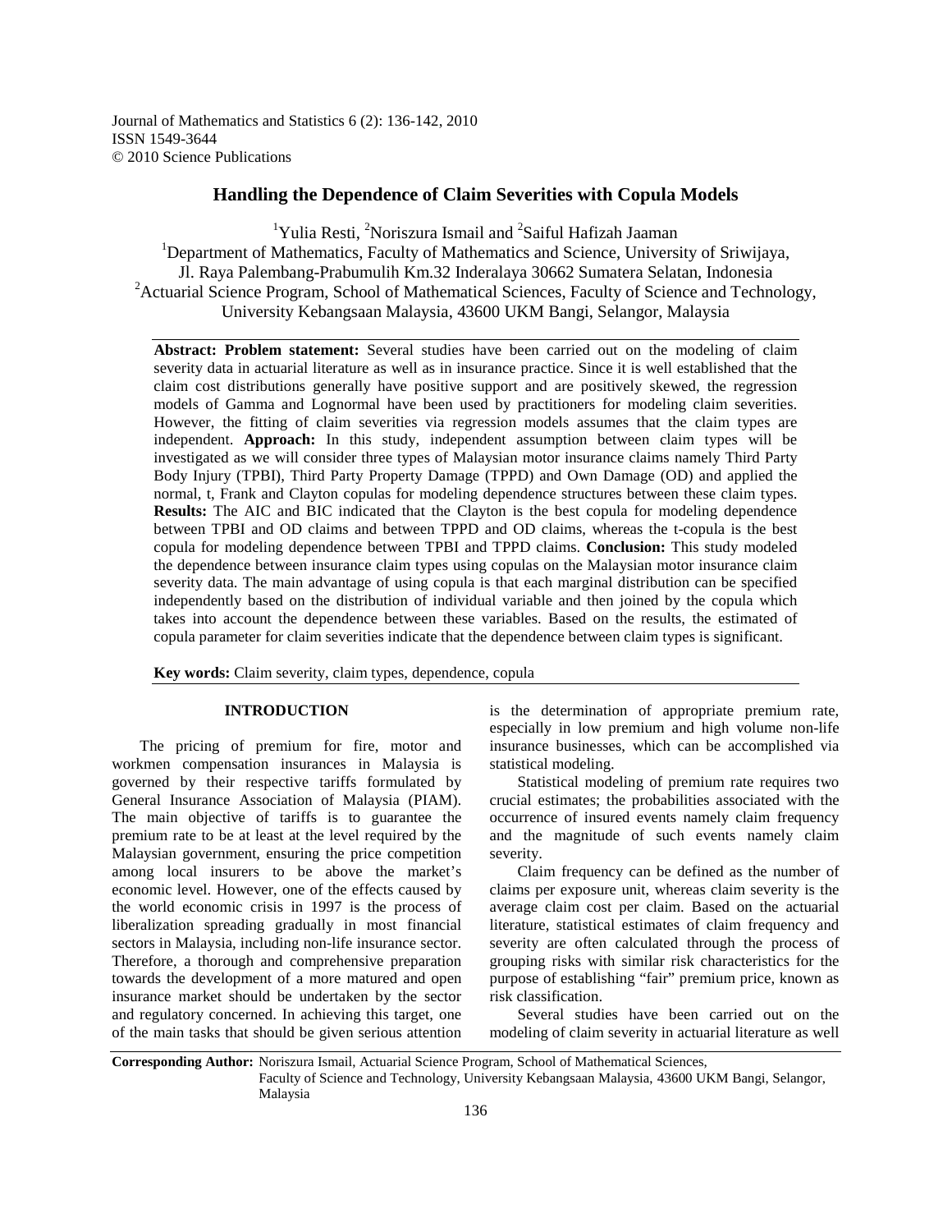# Handling the Dependence of Claim Severities with Copula Models

[1]Yulia Resti, [2]Noriszura Ismail and [2]Saiful Hafizah Jaaman

[1]Department of Mathematics, Faculty of Mathematics and Science, University of Sriwijaya, Jl. Raya Palembang-Prabumulih Km.32 Inderalaya 30662 Sumatera Selatan, Indonesia

[2]Actuarial Science Program, School of Mathematical Sciences, Faculty of Science and Technology, University Kebangsaan Malaysia, 43600 UKM Bangi, Selangor, Malaysia

**Abstract: Problem statement:** Several studies have been carried out on the modeling of claim severity data in actuarial literature as well as in insurance practice. Since it is well established that the claim cost distributions generally have positive support and are positively skewed, the regression models of Gamma and Lognormal have been used by practitioners for modeling claim severities. However, the fitting of claim severities via regression models assumes that the claim types are independent. **Approach:** In this study, independent assumption between claim types will be investigated as we will consider three types of Malaysian motor insurance claims namely Third Party Body Injury (TPBI), Third Party Property Damage (TPPD) and Own Damage (OD) and applied the normal, t, Frank and Clayton copulas for modeling dependence structures between these claim types. **Results:** The AIC and BIC indicated that the Clayton is the best copula for modeling dependence between TPBI and OD claims and between TPPD and OD claims, whereas the t-copula is the best copula for modeling dependence between TPBI and TPPD claims. **Conclusion:** This study modeled the dependence between insurance claim types using copulas on the Malaysian motor insurance claim severity data. The main advantage of using copula is that each marginal distribution can be specified independently based on the distribution of individual variable and then joined by the copula which takes into account the dependence between these variables. Based on the results, the estimated of copula parameter for claim severities indicate that the dependence between claim types is significant.

**Key words:** Claim severity, claim types, dependence, copula

## INTRODUCTION

The pricing of premium for fire, motor and workmen compensation insurances in Malaysia is governed by their respective tariffs formulated by General Insurance Association of Malaysia (PIAM). The main objective of tariffs is to guarantee the premium rate to be at least at the level required by the Malaysian government, ensuring the price competition among local insurers to be above the market's economic level. However, one of the effects caused by the world economic crisis in 1997 is the process of liberalization spreading gradually in most financial sectors in Malaysia, including non-life insurance sector. Therefore, a thorough and comprehensive preparation towards the development of a more matured and open insurance market should be undertaken by the sector and regulatory concerned. In achieving this target, one of the main tasks that should be given serious attention is the determination of appropriate premium rate, especially in low premium and high volume non-life insurance businesses, which can be accomplished via statistical modeling.

Statistical modeling of premium rate requires two crucial estimates; the probabilities associated with the occurrence of insured events namely claim frequency and the magnitude of such events namely claim severity.

Claim frequency can be defined as the number of claims per exposure unit, whereas claim severity is the average claim cost per claim. Based on the actuarial literature, statistical estimates of claim frequency and severity are often calculated through the process of grouping risks with similar risk characteristics for the purpose of establishing "fair" premium price, known as risk classification.

Several studies have been carried out on the modeling of claim severity in actuarial literature as well

**Corresponding Author:** Noriszura Ismail, Actuarial Science Program, School of Mathematical Sciences, Faculty of Science and Technology, University Kebangsaan Malaysia, 43600 UKM Bangi, Selangor, Malaysia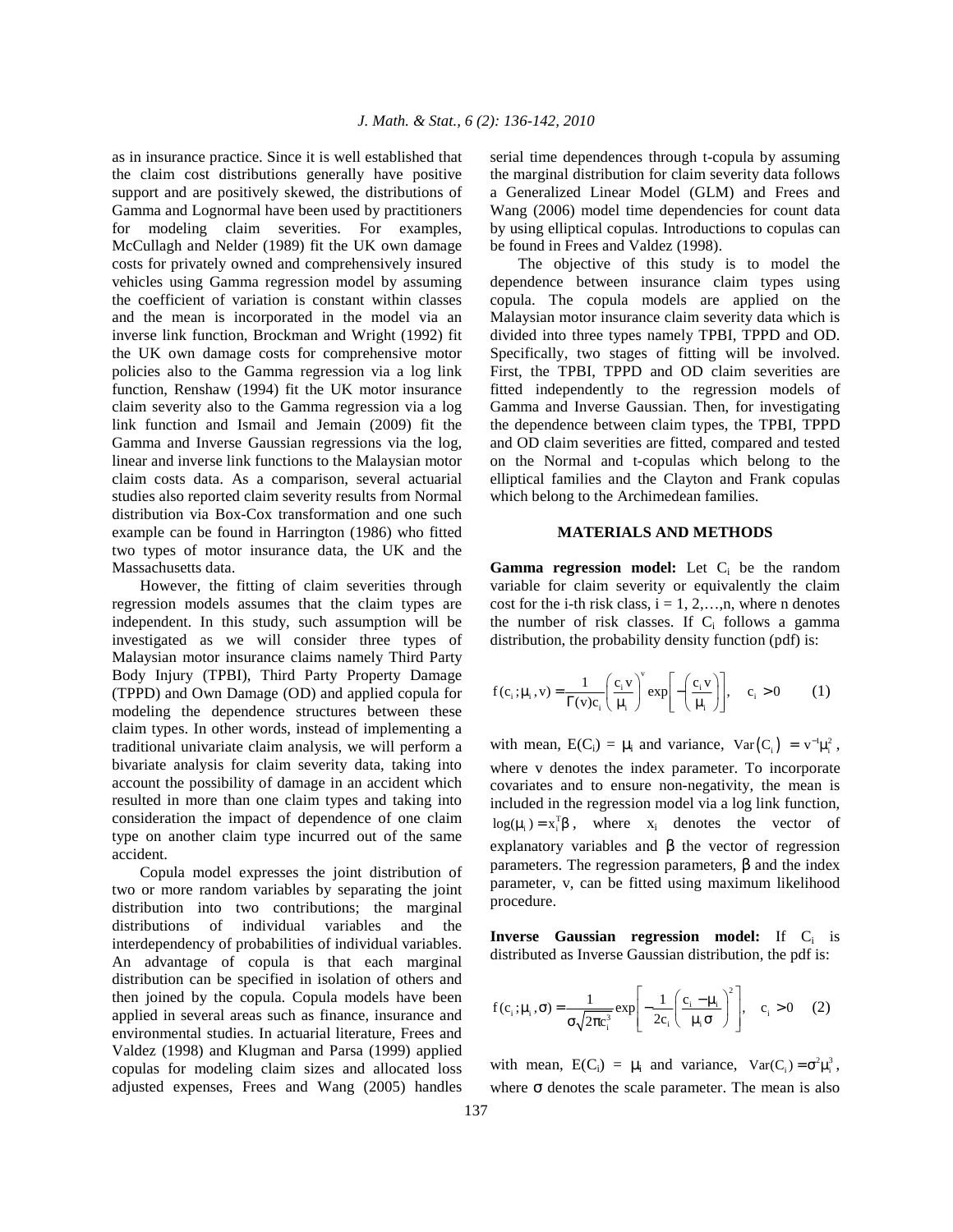as in insurance practice. Since it is well established that the claim cost distributions generally have positive support and are positively skewed, the distributions of Gamma and Lognormal have been used by practitioners for modeling claim severities. For examples, McCullagh and Nelder (1989) fit the UK own damage costs for privately owned and comprehensively insured vehicles using Gamma regression model by assuming the coefficient of variation is constant within classes and the mean is incorporated in the model via an inverse link function, Brockman and Wright (1992) fit the UK own damage costs for comprehensive motor policies also to the Gamma regression via a log link function, Renshaw (1994) fit the UK motor insurance claim severity also to the Gamma regression via a log link function and Ismail and Jemain (2009) fit the Gamma and Inverse Gaussian regressions via the log, linear and inverse link functions to the Malaysian motor claim costs data. As a comparison, several actuarial studies also reported claim severity results from Normal distribution via Box-Cox transformation and one such example can be found in Harrington (1986) who fitted two types of motor insurance data, the UK and the Massachusetts data.

However, the fitting of claim severities through regression models assumes that the claim types are independent. In this study, such assumption will be investigated as we will consider three types of Malaysian motor insurance claims namely Third Party Body Injury (TPBI), Third Party Property Damage (TPPD) and Own Damage (OD) and applied copula for modeling the dependence structures between these claim types. In other words, instead of implementing a traditional univariate claim analysis, we will perform a bivariate analysis for claim severity data, taking into account the possibility of damage in an accident which resulted in more than one claim types and taking into consideration the impact of dependence of one claim type on another claim type incurred out of the same accident.

Copula model expresses the joint distribution of two or more random variables by separating the joint distribution into two contributions; the marginal distributions of individual variables and the interdependency of probabilities of individual variables. An advantage of copula is that each marginal distribution can be specified in isolation of others and then joined by the copula. Copula models have been applied in several areas such as finance, insurance and environmental studies. In actuarial literature, Frees and Valdez (1998) and Klugman and Parsa (1999) applied copulas for modeling claim sizes and allocated loss adjusted expenses, Frees and Wang (2005) handles serial time dependences through t-copula by assuming the marginal distribution for claim severity data follows a Generalized Linear Model (GLM) and Frees and Wang (2006) model time dependencies for count data by using elliptical copulas. Introductions to copulas can be found in Frees and Valdez (1998).

The objective of this study is to model the dependence between insurance claim types using copula. The copula models are applied on the Malaysian motor insurance claim severity data which is divided into three types namely TPBI, TPPD and OD. Specifically, two stages of fitting will be involved. First, the TPBI, TPPD and OD claim severities are fitted independently to the regression models of Gamma and Inverse Gaussian. Then, for investigating the dependence between claim types, the TPBI, TPPD and OD claim severities are fitted, compared and tested on the Normal and t-copulas which belong to the elliptical families and the Clayton and Frank copulas which belong to the Archimedean families.

## MATERIALS AND METHODS

**Gamma regression model:** Let $C_i$ be the random variable for claim severity or equivalently the claim cost for the i-th risk class, $i = 1, 2, \ldots, n$, where n denotes the number of risk classes. If $C_i$ follows a gamma distribution, the probability density function (pdf) is:

$$f(c_i; \mu_i, v) = \frac{1}{\Gamma(v) c_i} \left( \frac{c_i v}{\mu_i} \right)^v \exp\left[ -\left( \frac{c_i v}{\mu_i} \right) \right], \quad c_i > 0 \qquad (1)$$

with mean, $E(C_i) = \mu_i$ and variance, $\text{Var}(C_i) = v^{-1}\mu_i^2$, where v denotes the index parameter. To incorporate covariates and to ensure non-negativity, the mean is included in the regression model via a log link function, $\log(\mu_i) = x_i^T \beta$, where $x_i$ denotes the vector of explanatory variables and $\beta$ the vector of regression parameters. The regression parameters, $\beta$ and the index parameter, v, can be fitted using maximum likelihood procedure.

**Inverse Gaussian regression model:** If $C_i$ is distributed as Inverse Gaussian distribution, the pdf is:

$$f(c_i; \mu_i, \sigma) = \frac{1}{\sigma\sqrt{2\pi c_i^3}} \exp\left[ -\frac{1}{2c_i} \left( \frac{c_i - \mu_i}{\mu_i \sigma} \right)^2 \right], \quad c_i > 0 \qquad (2)$$

with mean, $E(C_i) = \mu_i$ and variance, $\text{Var}(C_i) = \sigma^2 \mu_i^3$, where $\sigma$ denotes the scale parameter. The mean is also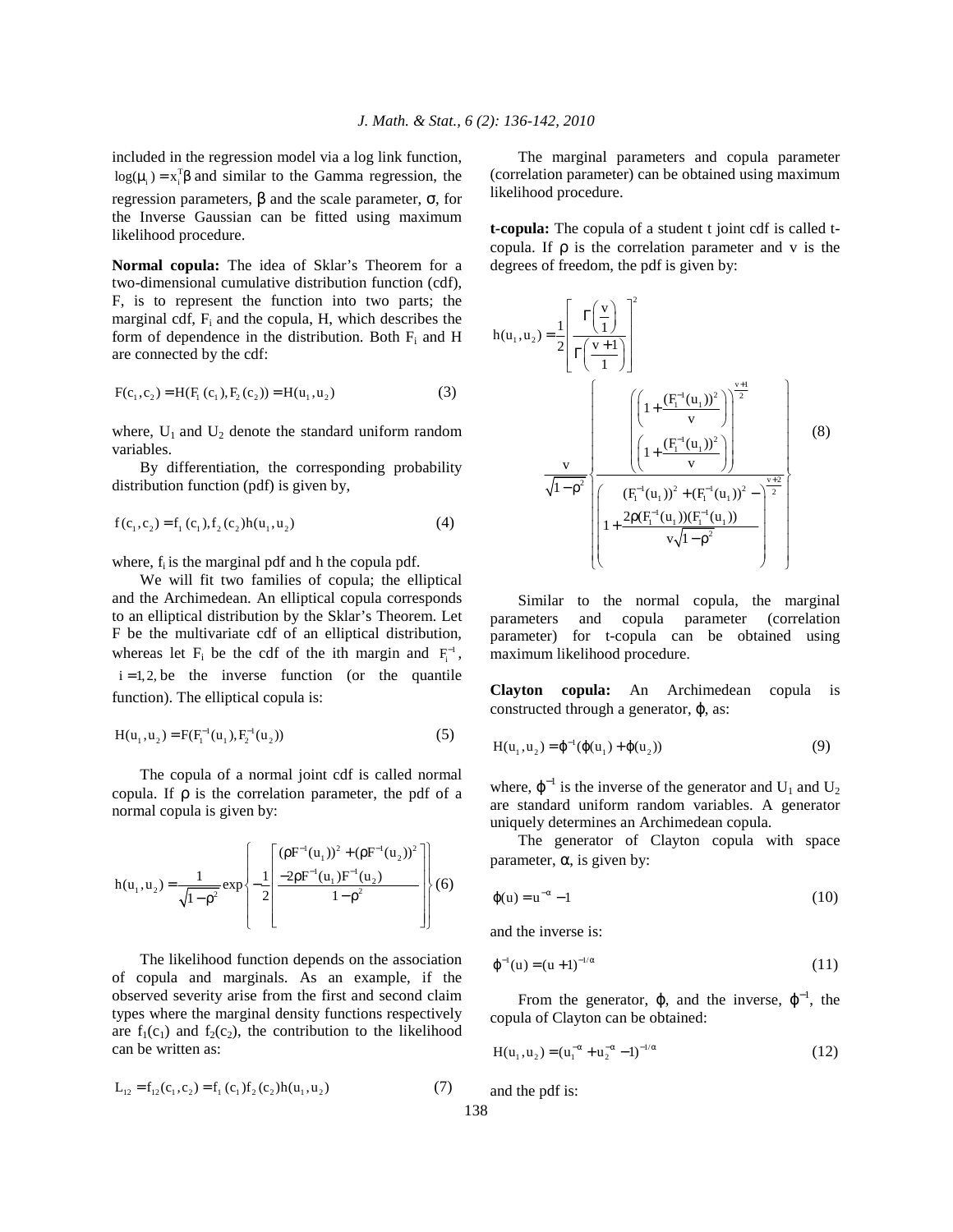included in the regression model via a log link function, $\log(\mu_i) = x_i^T\beta$ and similar to the Gamma regression, the regression parameters, $\beta$ and the scale parameter, $\sigma$, for the Inverse Gaussian can be fitted using maximum likelihood procedure.

**Normal copula:** The idea of Sklar's Theorem for a two-dimensional cumulative distribution function (cdf), F, is to represent the function into two parts; the marginal cdf, $F_i$ and the copula, H, which describes the form of dependence in the distribution. Both $F_i$ and H are connected by the cdf:

$$F(c_1, c_2) = H(F_1(c_1), F_2(c_2)) = H(u_1, u_2) \tag{3}$$

where, $U_1$ and $U_2$ denote the standard uniform random variables.

By differentiation, the corresponding probability distribution function (pdf) is given by,

$$f(c_1, c_2) = f_1(c_1), f_2(c_2) h(u_1, u_2) \tag{4}$$

where, $f_i$ is the marginal pdf and h the copula pdf.

We will fit two families of copula; the elliptical and the Archimedean. An elliptical copula corresponds to an elliptical distribution by the Sklar's Theorem. Let F be the multivariate cdf of an elliptical distribution, whereas let $F_i$ be the cdf of the ith margin and $F_i^{-1}$, $i = 1, 2$, be the inverse function (or the quantile function). The elliptical copula is:

$$H(u_1, u_2) = F(F_1^{-1}(u_1), F_2^{-1}(u_2)) \tag{5}$$

The copula of a normal joint cdf is called normal copula. If $\rho$ is the correlation parameter, the pdf of a normal copula is given by:

$$h(u_1, u_2) = \frac{1}{\sqrt{1-\rho^2}} \exp\left\{ -\frac{1}{2} \left[ \frac{\begin{matrix} (\rho F^{-1}(u_1))^2 + (\rho F^{-1}(u_2))^2 \\ -2\rho F^{-1}(u_1) F^{-1}(u_2) \end{matrix}}{1-\rho^2} \right] \right\} \tag{6}$$

The likelihood function depends on the association of copula and marginals. As an example, if the observed severity arise from the first and second claim types where the marginal density functions respectively are $f_1(c_1)$ and $f_2(c_2)$, the contribution to the likelihood can be written as:

$$L_{12} = f_{12}(c_1, c_2) = f_1(c_1) f_2(c_2) h(u_1, u_2) \tag{7}$$

The marginal parameters and copula parameter (correlation parameter) can be obtained using maximum likelihood procedure.

**t-copula:** The copula of a student t joint cdf is called t-copula. If $\rho$ is the correlation parameter and v is the degrees of freedom, the pdf is given by:

$$h(u_1, u_2) = \frac{1}{2} \left[ \frac{\Gamma\left(\frac{v}{1}\right)}{\Gamma\left(\frac{v+1}{1}\right)} \right]^2 \frac{v}{\sqrt{1-\rho^2}} \left\{ \frac{\left( \left(1 + \frac{(F_1^{-1}(u_1))^2}{v}\right) \left(1 + \frac{(F_1^{-1}(u_1))^2}{v}\right) \right)^{\frac{v+1}{2}}}{\left( 1 + \frac{\begin{matrix} (F_1^{-1}(u_1))^2 + (F_1^{-1}(u_1))^2 - \\ 2\rho(F_1^{-1}(u_1))(F_1^{-1}(u_1)) \end{matrix}}{v\sqrt{1-\rho^2}} \right)^{\frac{v+2}{2}}} \right\} \tag{8}$$

Similar to the normal copula, the marginal parameters and copula parameter (correlation parameter) for t-copula can be obtained using maximum likelihood procedure.

**Clayton copula:** An Archimedean copula is constructed through a generator, $\varphi$, as:

$$H(u_1, u_2) = \varphi^{-1}(\varphi(u_1) + \varphi(u_2)) \tag{9}$$

where, $\varphi^{-1}$ is the inverse of the generator and $U_1$ and $U_2$ are standard uniform random variables. A generator uniquely determines an Archimedean copula.

The generator of Clayton copula with space parameter, $\alpha$, is given by:

$$\varphi(u) = u^{-\alpha} - 1 \tag{10}$$

and the inverse is:

$$\varphi^{-1}(u) = (u+1)^{-1/\alpha} \tag{11}$$

From the generator, $\varphi$, and the inverse, $\varphi^{-1}$, the copula of Clayton can be obtained:

$$H(u_1, u_2) = (u_1^{-\alpha} + u_2^{-\alpha} - 1)^{-1/\alpha} \tag{12}$$

and the pdf is: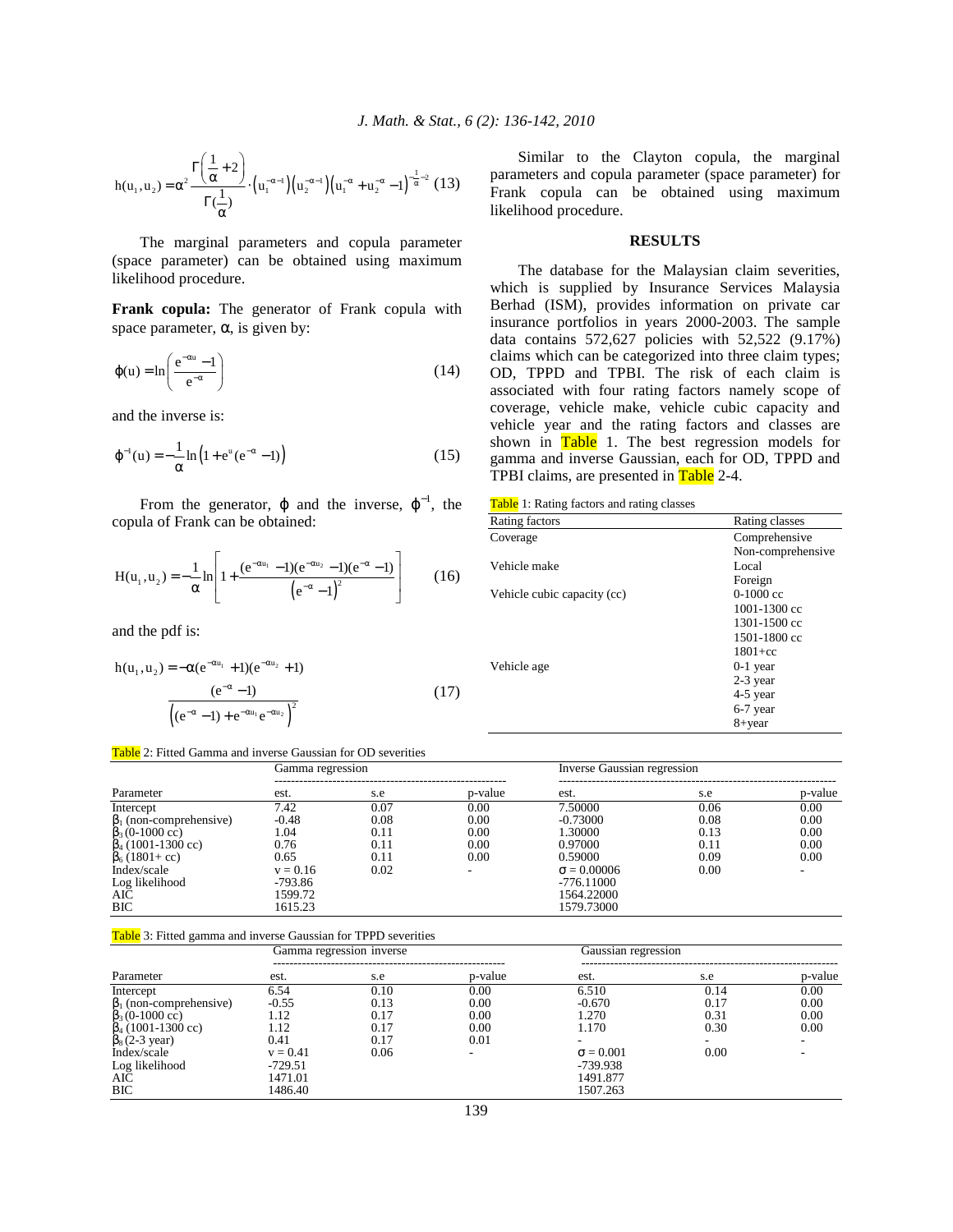$$h(u_1, u_2) = \alpha^2 \frac{\Gamma\left(\frac{1}{\alpha}+2\right)}{\Gamma(\frac{1}{\alpha})} \cdot \left(u_1^{-\alpha-1}\right)\left(u_2^{-\alpha-1}\right)\left(u_1^{-\alpha}+u_2^{-\alpha}-1\right)^{-\frac{1}{\alpha}-2} \quad (13)$$

The marginal parameters and copula parameter (space parameter) can be obtained using maximum likelihood procedure.

**Frank copula:** The generator of Frank copula with space parameter, $\alpha$, is given by:

$$\varphi(u) = \ln\left(\frac{e^{-\alpha u}-1}{e^{-\alpha}}\right) \quad (14)$$

and the inverse is:

$$\varphi^{-1}(u) = -\frac{1}{\alpha}\ln\left(1+e^{u}(e^{-\alpha}-1)\right) \quad (15)$$

From the generator, $\varphi$ and the inverse, $\varphi^{-1}$, the copula of Frank can be obtained:

$$H(u_1, u_2) = -\frac{1}{\alpha}\ln\left[1+\frac{(e^{-\alpha u_1}-1)(e^{-\alpha u_2}-1)(e^{-\alpha}-1)}{\left(e^{-\alpha}-1\right)^2}\right] \quad (16)$$

and the pdf is:

$$h(u_1, u_2) = -\alpha(e^{-\alpha u_1}+1)(e^{-\alpha u_2}+1) \frac{(e^{-\alpha}-1)}{\left((e^{-\alpha}-1)+e^{-\alpha u_1}e^{-\alpha u_2}\right)^2} \quad (17)$$

Similar to the Clayton copula, the marginal parameters and copula parameter (space parameter) for Frank copula can be obtained using maximum likelihood procedure.

## RESULTS

The database for the Malaysian claim severities, which is supplied by Insurance Services Malaysia Berhad (ISM), provides information on private car insurance portfolios in years 2000-2003. The sample data contains 572,627 policies with 52,522 (9.17%) claims which can be categorized into three claim types; OD, TPPD and TPBI. The risk of each claim is associated with four rating factors namely scope of coverage, vehicle make, vehicle cubic capacity and vehicle year and the rating factors and classes are shown in Table 1. The best regression models for gamma and inverse Gaussian, each for OD, TPPD and TPBI claims, are presented in Table 2-4.

Table 1: Rating factors and rating classes

| Rating factors | Rating classes |
|---|---|
| Coverage | Comprehensive |
| | Non-comprehensive |
| Vehicle make | Local |
| | Foreign |
| Vehicle cubic capacity (cc) | 0-1000 cc |
| | 1001-1300 cc |
| | 1301-1500 cc |
| | 1501-1800 cc |
| | 1801+cc |
| Vehicle age | 0-1 year |
| | 2-3 year |
| | 4-5 year |
| | 6-7 year |
| | 8+year |

Table 2: Fitted Gamma and inverse Gaussian for OD severities

| | Gamma regression | | | Inverse Gaussian regression | | |
|---|---|---|---|---|---|---|
| Parameter | est. | s.e | p-value | est. | s.e | p-value |
| Intercept | 7.42 | 0.07 | 0.00 | 7.50000 | 0.06 | 0.00 |
| $\beta_1$ (non-comprehensive) | -0.48 | 0.08 | 0.00 | -0.73000 | 0.08 | 0.00 |
| $\beta_3$ (0-1000 cc) | 1.04 | 0.11 | 0.00 | 1.30000 | 0.13 | 0.00 |
| $\beta_4$ (1001-1300 cc) | 0.76 | 0.11 | 0.00 | 0.97000 | 0.11 | 0.00 |
| $\beta_6$ (1801+ cc) | 0.65 | 0.11 | 0.00 | 0.59000 | 0.09 | 0.00 |
| Index/scale | $v = 0.16$ | 0.02 | - | $\sigma = 0.00006$ | 0.00 | - |
| Log likelihood | -793.86 | | | -776.11000 | | |
| AIC | 1599.72 | | | 1564.22000 | | |
| BIC | 1615.23 | | | 1579.73000 | | |

Table 3: Fitted gamma and inverse Gaussian for TPPD severities

| | Gamma regression inverse | | | Gaussian regression | | |
|---|---|---|---|---|---|---|
| Parameter | est. | s.e | p-value | est. | s.e | p-value |
| Intercept | 6.54 | 0.10 | 0.00 | 6.510 | 0.14 | 0.00 |
| $\beta_1$ (non-comprehensive) | -0.55 | 0.13 | 0.00 | -0.670 | 0.17 | 0.00 |
| $\beta_3$ (0-1000 cc) | 1.12 | 0.17 | 0.00 | 1.270 | 0.31 | 0.00 |
| $\beta_4$ (1001-1300 cc) | 1.12 | 0.17 | 0.00 | 1.170 | 0.30 | 0.00 |
| $\beta_8$ (2-3 year) | 0.41 | 0.17 | 0.01 | - | - | - |
| Index/scale | $v = 0.41$ | 0.06 | - | $\sigma = 0.001$ | 0.00 | - |
| Log likelihood | -729.51 | | | -739.938 | | |
| AIC | 1471.01 | | | 1491.877 | | |
| BIC | 1486.40 | | | 1507.263 | | |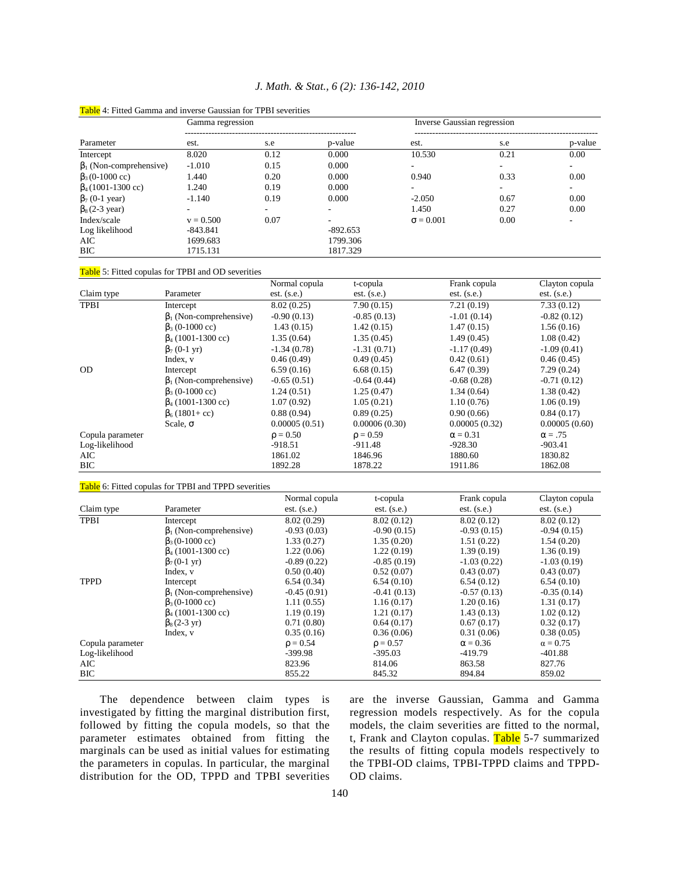Table 4: Fitted Gamma and inverse Gaussian for TPBI severities

| Parameter | Gamma regression est. | s.e | p-value | Inverse Gaussian regression est. | s.e | p-value |
|---|---|---|---|---|---|---|
| Intercept | 8.020 | 0.12 | 0.000 | 10.530 | 0.21 | 0.00 |
| $\beta_1$ (Non-comprehensive) | -1.010 | 0.15 | 0.000 | - | - | - |
| $\beta_3$ (0-1000 cc) | 1.440 | 0.20 | 0.000 | 0.940 | 0.33 | 0.00 |
| $\beta_4$ (1001-1300 cc) | 1.240 | 0.19 | 0.000 | - | - | - |
| $\beta_7$ (0-1 year) | -1.140 | 0.19 | 0.000 | -2.050 | 0.67 | 0.00 |
| $\beta_8$ (2-3 year) | - | - | - | 1.450 | 0.27 | 0.00 |
| Index/scale | $v = 0.500$ | 0.07 | - | $\sigma = 0.001$ | 0.00 | - |
| Log likelihood | -843.841 | | -892.653 | | | |
| AIC | 1699.683 | | 1799.306 | | | |
| BIC | 1715.131 | | 1817.329 | | | |

Table 5: Fitted copulas for TPBI and OD severities

| Claim type | Parameter | Normal copula est. (s.e.) | t-copula est. (s.e.) | Frank copula est. (s.e.) | Clayton copula est. (s.e.) |
|---|---|---|---|---|---|
| TPBI | Intercept | 8.02 (0.25) | 7.90 (0.15) | 7.21 (0.19) | 7.33 (0.12) |
| | $\beta_1$ (Non-comprehensive) | -0.90 (0.13) | -0.85 (0.13) | -1.01 (0.14) | -0.82 (0.12) |
| | $\beta_3$ (0-1000 cc) | 1.43 (0.15) | 1.42 (0.15) | 1.47 (0.15) | 1.56 (0.16) |
| | $\beta_4$ (1001-1300 cc) | 1.35 (0.64) | 1.35 (0.45) | 1.49 (0.45) | 1.08 (0.42) |
| | $\beta_7$ (0-1 yr) | -1.34 (0.78) | -1.31 (0.71) | -1.17 (0.49) | -1.09 (0.41) |
| | Index, v | 0.46 (0.49) | 0.49 (0.45) | 0.42 (0.61) | 0.46 (0.45) |
| OD | Intercept | 6.59 (0.16) | 6.68 (0.15) | 6.47 (0.39) | 7.29 (0.24) |
| | $\beta_1$ (Non-comprehensive) | -0.65 (0.51) | -0.64 (0.44) | -0.68 (0.28) | -0.71 (0.12) |
| | $\beta_3$ (0-1000 cc) | 1.24 (0.51) | 1.25 (0.47) | 1.34 (0.64) | 1.38 (0.42) |
| | $\beta_4$ (1001-1300 cc) | 1.07 (0.92) | 1.05 (0.21) | 1.10 (0.76) | 1.06 (0.19) |
| | $\beta_6$ (1801+ cc) | 0.88 (0.94) | 0.89 (0.25) | 0.90 (0.66) | 0.84 (0.17) |
| | Scale, $\sigma$ | 0.00005 (0.51) | 0.00006 (0.30) | 0.00005 (0.32) | 0.00005 (0.60) |
| Copula parameter | | $\rho = 0.50$ | $\rho = 0.59$ | $\alpha = 0.31$ | $\alpha = .75$ |
| Log-likelihood | | -918.51 | -911.48 | -928.30 | -903.41 |
| AIC | | 1861.02 | 1846.96 | 1880.60 | 1830.82 |
| BIC | | 1892.28 | 1878.22 | 1911.86 | 1862.08 |

Table 6: Fitted copulas for TPBI and TPPD severities

| Claim type | Parameter | Normal copula est. (s.e.) | t-copula est. (s.e.) | Frank copula est. (s.e.) | Clayton copula est. (s.e.) |
|---|---|---|---|---|---|
| TPBI | Intercept | 8.02 (0.29) | 8.02 (0.12) | 8.02 (0.12) | 8.02 (0.12) |
| | $\beta_1$ (Non-comprehensive) | -0.93 (0.03) | -0.90 (0.15) | -0.93 (0.15) | -0.94 (0.15) |
| | $\beta_3$ (0-1000 cc) | 1.33 (0.27) | 1.35 (0.20) | 1.51 (0.22) | 1.54 (0.20) |
| | $\beta_4$ (1001-1300 cc) | 1.22 (0.06) | 1.22 (0.19) | 1.39 (0.19) | 1.36 (0.19) |
| | $\beta_7$ (0-1 yr) | -0.89 (0.22) | -0.85 (0.19) | -1.03 (0.22) | -1.03 (0.19) |
| | Index, v | 0.50 (0.40) | 0.52 (0.07) | 0.43 (0.07) | 0.43 (0.07) |
| TPPD | Intercept | 6.54 (0.34) | 6.54 (0.10) | 6.54 (0.12) | 6.54 (0.10) |
| | $\beta_1$ (Non-comprehensive) | -0.45 (0.91) | -0.41 (0.13) | -0.57 (0.13) | -0.35 (0.14) |
| | $\beta_3$ (0-1000 cc) | 1.11 (0.55) | 1.16 (0.17) | 1.20 (0.16) | 1.31 (0.17) |
| | $\beta_4$ (1001-1300 cc) | 1.19 (0.19) | 1.21 (0.17) | 1.43 (0.13) | 1.02 (0.12) |
| | $\beta_8$ (2-3 yr) | 0.71 (0.80) | 0.64 (0.17) | 0.67 (0.17) | 0.32 (0.17) |
| | Index, v | 0.35 (0.16) | 0.36 (0.06) | 0.31 (0.06) | 0.38 (0.05) |
| Copula parameter | | $\rho = 0.54$ | $\rho = 0.57$ | $\alpha = 0.36$ | $\alpha = 0.75$ |
| Log-likelihood | | -399.98 | -395.03 | -419.79 | -401.88 |
| AIC | | 823.96 | 814.06 | 863.58 | 827.76 |
| BIC | | 855.22 | 845.32 | 894.84 | 859.02 |

The dependence between claim types is investigated by fitting the marginal distribution first, followed by fitting the copula models, so that the parameter estimates obtained from fitting the marginals can be used as initial values for estimating the parameters in copulas. In particular, the marginal distribution for the OD, TPPD and TPBI severities are the inverse Gaussian, Gamma and Gamma regression models respectively. As for the copula models, the claim severities are fitted to the normal, t, Frank and Clayton copulas. Table 5-7 summarized the results of fitting copula models respectively to the TPBI-OD claims, TPBI-TPPD claims and TPPD-OD claims.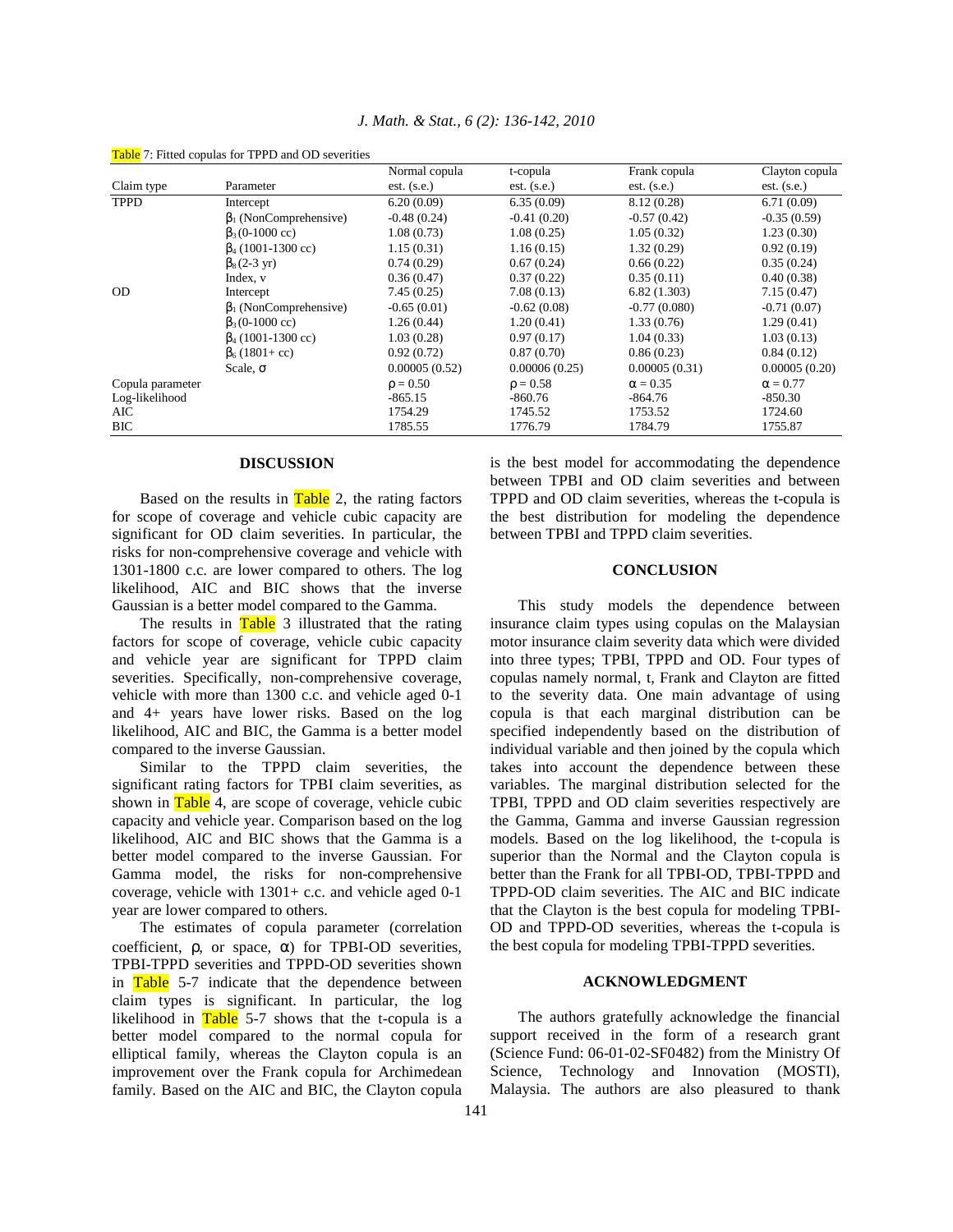Table 7: Fitted copulas for TPPD and OD severities

| Claim type | Parameter | Normal copula est. (s.e.) | t-copula est. (s.e.) | Frank copula est. (s.e.) | Clayton copula est. (s.e.) |
|---|---|---|---|---|---|
| TPPD | Intercept | 6.20 (0.09) | 6.35 (0.09) | 8.12 (0.28) | 6.71 (0.09) |
| | $\beta_1$ (NonComprehensive) | -0.48 (0.24) | -0.41 (0.20) | -0.57 (0.42) | -0.35 (0.59) |
| | $\beta_3$ (0-1000 cc) | 1.08 (0.73) | 1.08 (0.25) | 1.05 (0.32) | 1.23 (0.30) |
| | $\beta_4$ (1001-1300 cc) | 1.15 (0.31) | 1.16 (0.15) | 1.32 (0.29) | 0.92 (0.19) |
| | $\beta_8$ (2-3 yr) | 0.74 (0.29) | 0.67 (0.24) | 0.66 (0.22) | 0.35 (0.24) |
| | Index, v | 0.36 (0.47) | 0.37 (0.22) | 0.35 (0.11) | 0.40 (0.38) |
| OD | Intercept | 7.45 (0.25) | 7.08 (0.13) | 6.82 (1.303) | 7.15 (0.47) |
| | $\beta_1$ (NonComprehensive) | -0.65 (0.01) | -0.62 (0.08) | -0.77 (0.080) | -0.71 (0.07) |
| | $\beta_3$ (0-1000 cc) | 1.26 (0.44) | 1.20 (0.41) | 1.33 (0.76) | 1.29 (0.41) |
| | $\beta_4$ (1001-1300 cc) | 1.03 (0.28) | 0.97 (0.17) | 1.04 (0.33) | 1.03 (0.13) |
| | $\beta_6$ (1801+ cc) | 0.92 (0.72) | 0.87 (0.70) | 0.86 (0.23) | 0.84 (0.12) |
| | Scale, $\sigma$ | 0.00005 (0.52) | 0.00006 (0.25) | 0.00005 (0.31) | 0.00005 (0.20) |
| Copula parameter | | $\rho = 0.50$ | $\rho = 0.58$ | $\alpha = 0.35$ | $\alpha = 0.77$ |
| Log-likelihood | | -865.15 | -860.76 | -864.76 | -850.30 |
| AIC | | 1754.29 | 1745.52 | 1753.52 | 1724.60 |
| BIC | | 1785.55 | 1776.79 | 1784.79 | 1755.87 |

## DISCUSSION

Based on the results in Table 2, the rating factors for scope of coverage and vehicle cubic capacity are significant for OD claim severities. In particular, the risks for non-comprehensive coverage and vehicle with 1301-1800 c.c. are lower compared to others. The log likelihood, AIC and BIC shows that the inverse Gaussian is a better model compared to the Gamma.

The results in Table 3 illustrated that the rating factors for scope of coverage, vehicle cubic capacity and vehicle year are significant for TPPD claim severities. Specifically, non-comprehensive coverage, vehicle with more than 1300 c.c. and vehicle aged 0-1 and 4+ years have lower risks. Based on the log likelihood, AIC and BIC, the Gamma is a better model compared to the inverse Gaussian.

Similar to the TPPD claim severities, the significant rating factors for TPBI claim severities, as shown in Table 4, are scope of coverage, vehicle cubic capacity and vehicle year. Comparison based on the log likelihood, AIC and BIC shows that the Gamma is a better model compared to the inverse Gaussian. For Gamma model, the risks for non-comprehensive coverage, vehicle with 1301+ c.c. and vehicle aged 0-1 year are lower compared to others.

The estimates of copula parameter (correlation coefficient, $\rho$, or space, $\alpha$) for TPBI-OD severities, TPBI-TPPD severities and TPPD-OD severities shown in Table 5-7 indicate that the dependence between claim types is significant. In particular, the log likelihood in Table 5-7 shows that the t-copula is a better model compared to the normal copula for elliptical family, whereas the Clayton copula is an improvement over the Frank copula for Archimedean family. Based on the AIC and BIC, the Clayton copula is the best model for accommodating the dependence between TPBI and OD claim severities and between TPPD and OD claim severities, whereas the t-copula is the best distribution for modeling the dependence between TPBI and TPPD claim severities.

## CONCLUSION

This study models the dependence between insurance claim types using copulas on the Malaysian motor insurance claim severity data which were divided into three types; TPBI, TPPD and OD. Four types of copulas namely normal, t, Frank and Clayton are fitted to the severity data. One main advantage of using copula is that each marginal distribution can be specified independently based on the distribution of individual variable and then joined by the copula which takes into account the dependence between these variables. The marginal distribution selected for the TPBI, TPPD and OD claim severities respectively are the Gamma, Gamma and inverse Gaussian regression models. Based on the log likelihood, the t-copula is superior than the Normal and the Clayton copula is better than the Frank for all TPBI-OD, TPBI-TPPD and TPPD-OD claim severities. The AIC and BIC indicate that the Clayton is the best copula for modeling TPBI-OD and TPPD-OD severities, whereas the t-copula is the best copula for modeling TPBI-TPPD severities.

## ACKNOWLEDGMENT

The authors gratefully acknowledge the financial support received in the form of a research grant (Science Fund: 06-01-02-SF0482) from the Ministry Of Science, Technology and Innovation (MOSTI), Malaysia. The authors are also pleasured to thank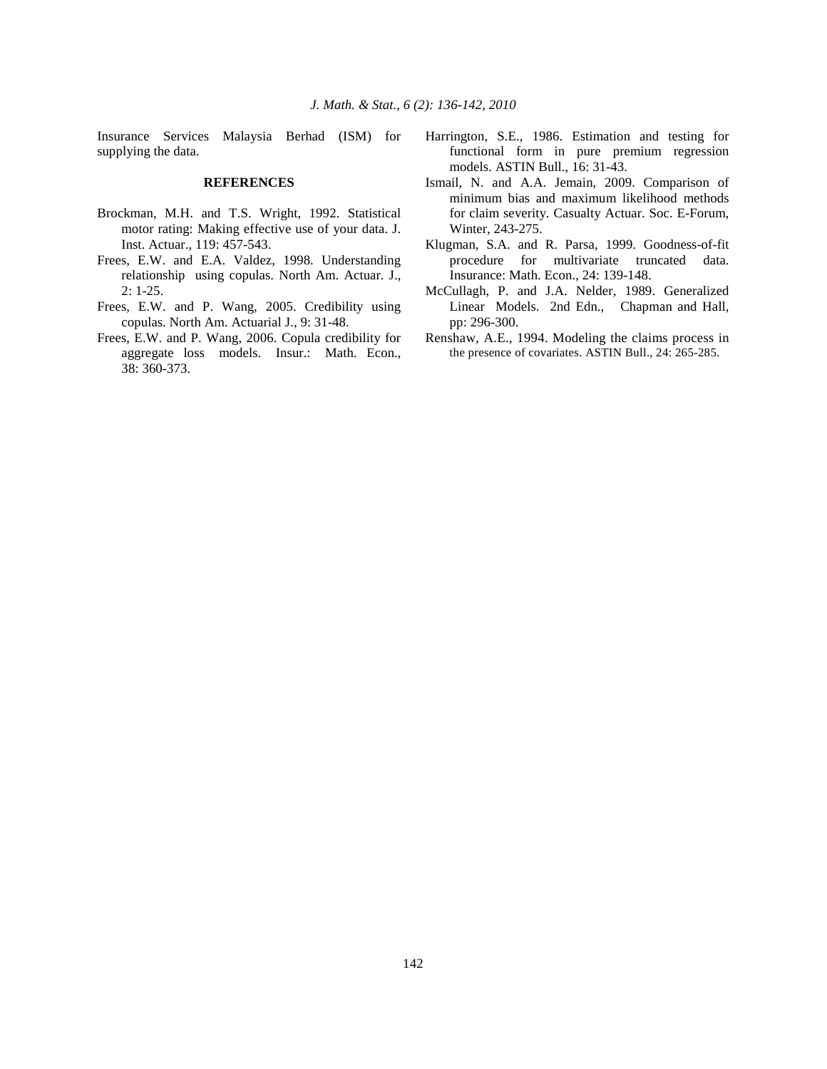Insurance Services Malaysia Berhad (ISM) for supplying the data.

## REFERENCES

Brockman, M.H. and T.S. Wright, 1992. Statistical motor rating: Making effective use of your data. J. Inst. Actuar., 119: 457-543.

Frees, E.W. and E.A. Valdez, 1998. Understanding relationship using copulas. North Am. Actuar. J., 2: 1-25.

Frees, E.W. and P. Wang, 2005. Credibility using copulas. North Am. Actuarial J., 9: 31-48.

Frees, E.W. and P. Wang, 2006. Copula credibility for aggregate loss models. Insur.: Math. Econ., 38: 360-373.

Harrington, S.E., 1986. Estimation and testing for functional form in pure premium regression models. ASTIN Bull., 16: 31-43.

Ismail, N. and A.A. Jemain, 2009. Comparison of minimum bias and maximum likelihood methods for claim severity. Casualty Actuar. Soc. E-Forum, Winter, 243-275.

Klugman, S.A. and R. Parsa, 1999. Goodness-of-fit procedure for multivariate truncated data. Insurance: Math. Econ., 24: 139-148.

McCullagh, P. and J.A. Nelder, 1989. Generalized Linear Models. 2nd Edn., Chapman and Hall, pp: 296-300.

Renshaw, A.E., 1994. Modeling the claims process in the presence of covariates. ASTIN Bull., 24: 265-285.